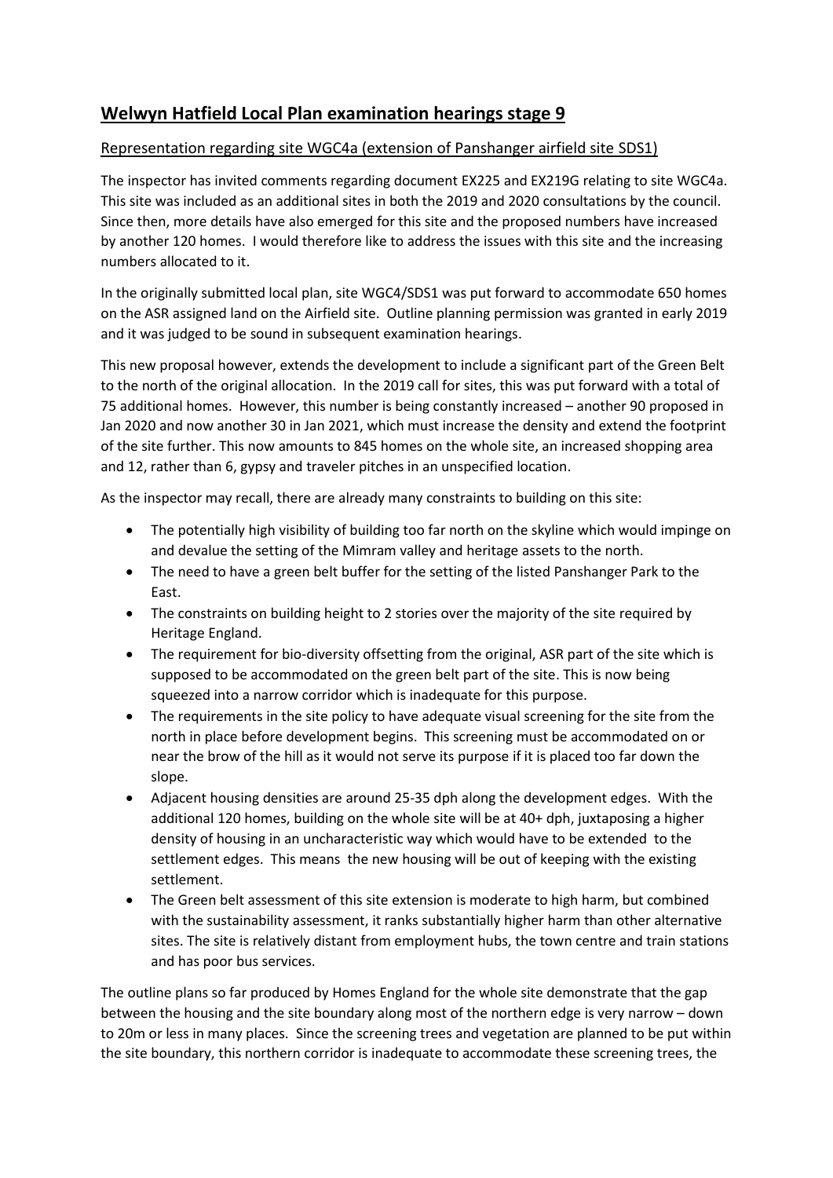# Welwyn Hatfield Local Plan examination hearings stage 9

## Representation regarding site WGC4a (extension of Panshanger airfield site SDS1)

The inspector has invited comments regarding document EX225 and EX219G relating to site WGC4a. This site was included as an additional sites in both the 2019 and 2020 consultations by the council. Since then, more details have also emerged for this site and the proposed numbers have increased by another 120 homes. I would therefore like to address the issues with this site and the increasing numbers allocated to it.

In the originally submitted local plan, site WGC4/SDS1 was put forward to accommodate 650 homes on the ASR assigned land on the Airfield site. Outline planning permission was granted in early 2019 and it was judged to be sound in subsequent examination hearings.

This new proposal however, extends the development to include a significant part of the Green Belt to the north of the original allocation. In the 2019 call for sites, this was put forward with a total of 75 additional homes. However, this number is being constantly increased – another 90 proposed in Jan 2020 and now another 30 in Jan 2021, which must increase the density and extend the footprint of the site further. This now amounts to 845 homes on the whole site, an increased shopping area and 12, rather than 6, gypsy and traveler pitches in an unspecified location.

As the inspector may recall, there are already many constraints to building on this site:

- The potentially high visibility of building too far north on the skyline which would impinge on and devalue the setting of the Mimram valley and heritage assets to the north.
- The need to have a green belt buffer for the setting of the listed Panshanger Park to the East.
- The constraints on building height to 2 stories over the majority of the site required by Heritage England.
- The requirement for bio-diversity offsetting from the original, ASR part of the site which is supposed to be accommodated on the green belt part of the site. This is now being squeezed into a narrow corridor which is inadequate for this purpose.
- The requirements in the site policy to have adequate visual screening for the site from the north in place before development begins. This screening must be accommodated on or near the brow of the hill as it would not serve its purpose if it is placed too far down the slope.
- Adjacent housing densities are around 25-35 dph along the development edges. With the additional 120 homes, building on the whole site will be at 40+ dph, juxtaposing a higher density of housing in an uncharacteristic way which would have to be extended to the settlement edges. This means the new housing will be out of keeping with the existing settlement.
- The Green belt assessment of this site extension is moderate to high harm, but combined with the sustainability assessment, it ranks substantially higher harm than other alternative sites. The site is relatively distant from employment hubs, the town centre and train stations and has poor bus services.

The outline plans so far produced by Homes England for the whole site demonstrate that the gap between the housing and the site boundary along most of the northern edge is very narrow – down to 20m or less in many places. Since the screening trees and vegetation are planned to be put within the site boundary, this northern corridor is inadequate to accommodate these screening trees, the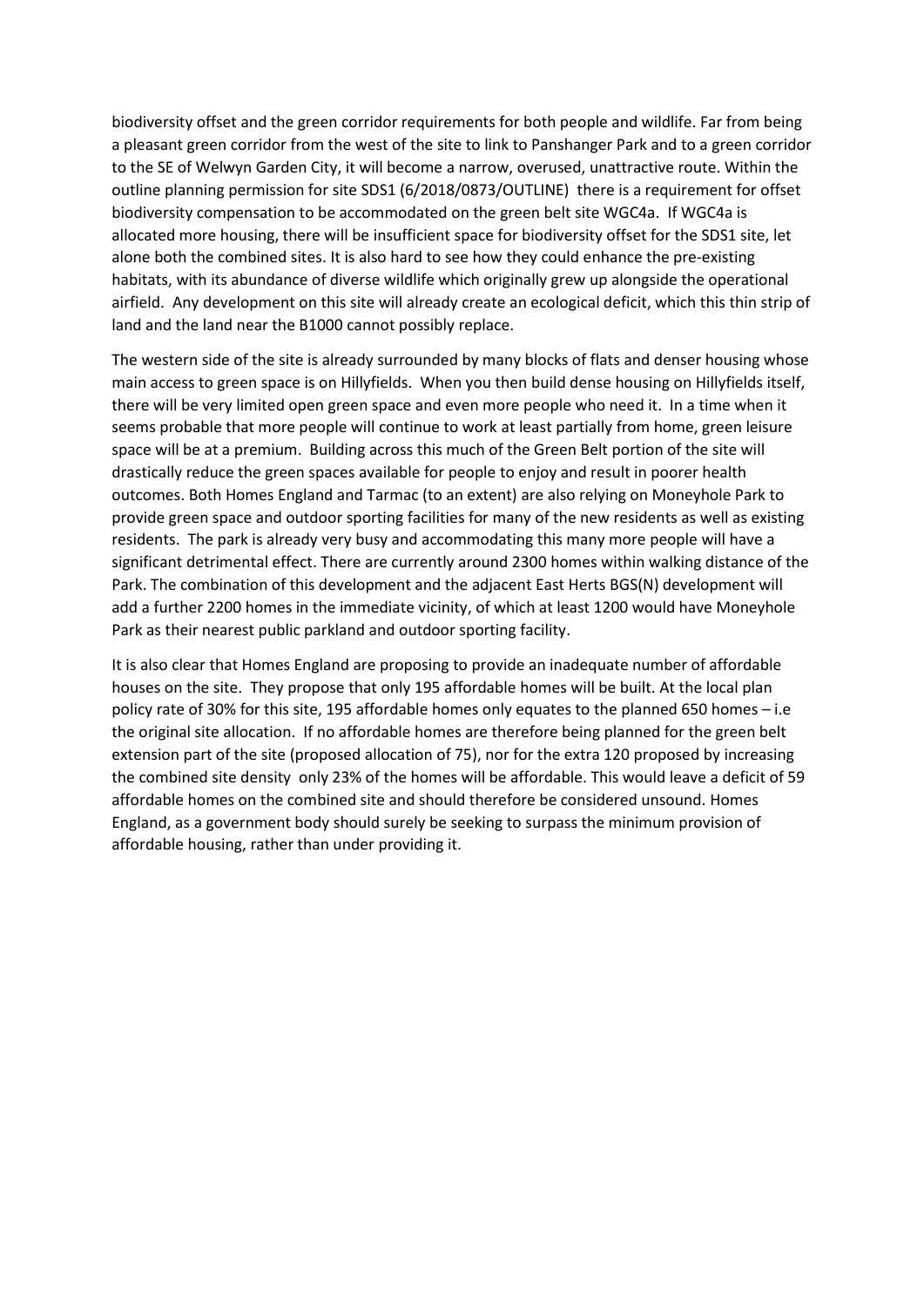biodiversity offset and the green corridor requirements for both people and wildlife. Far from being a pleasant green corridor from the west of the site to link to Panshanger Park and to a green corridor to the SE of Welwyn Garden City, it will become a narrow, overused, unattractive route. Within the outline planning permission for site SDS1 (6/2018/0873/OUTLINE) there is a requirement for offset biodiversity compensation to be accommodated on the green belt site WGC4a. If WGC4a is allocated more housing, there will be insufficient space for biodiversity offset for the SDS1 site, let alone both the combined sites. It is also hard to see how they could enhance the pre-existing habitats, with its abundance of diverse wildlife which originally grew up alongside the operational airfield. Any development on this site will already create an ecological deficit, which this thin strip of land and the land near the B1000 cannot possibly replace.

The western side of the site is already surrounded by many blocks of flats and denser housing whose main access to green space is on Hillyfields. When you then build dense housing on Hillyfields itself, there will be very limited open green space and even more people who need it. In a time when it seems probable that more people will continue to work at least partially from home, green leisure space will be at a premium. Building across this much of the Green Belt portion of the site will drastically reduce the green spaces available for people to enjoy and result in poorer health outcomes. Both Homes England and Tarmac (to an extent) are also relying on Moneyhole Park to provide green space and outdoor sporting facilities for many of the new residents as well as existing residents. The park is already very busy and accommodating this many more people will have a significant detrimental effect. There are currently around 2300 homes within walking distance of the Park. The combination of this development and the adjacent East Herts BGS(N) development will add a further 2200 homes in the immediate vicinity, of which at least 1200 would have Moneyhole Park as their nearest public parkland and outdoor sporting facility.

It is also clear that Homes England are proposing to provide an inadequate number of affordable houses on the site. They propose that only 195 affordable homes will be built. At the local plan policy rate of 30% for this site, 195 affordable homes only equates to the planned 650 homes – i.e the original site allocation. If no affordable homes are therefore being planned for the green belt extension part of the site (proposed allocation of 75), nor for the extra 120 proposed by increasing the combined site density only 23% of the homes will be affordable. This would leave a deficit of 59 affordable homes on the combined site and should therefore be considered unsound. Homes England, as a government body should surely be seeking to surpass the minimum provision of affordable housing, rather than under providing it.